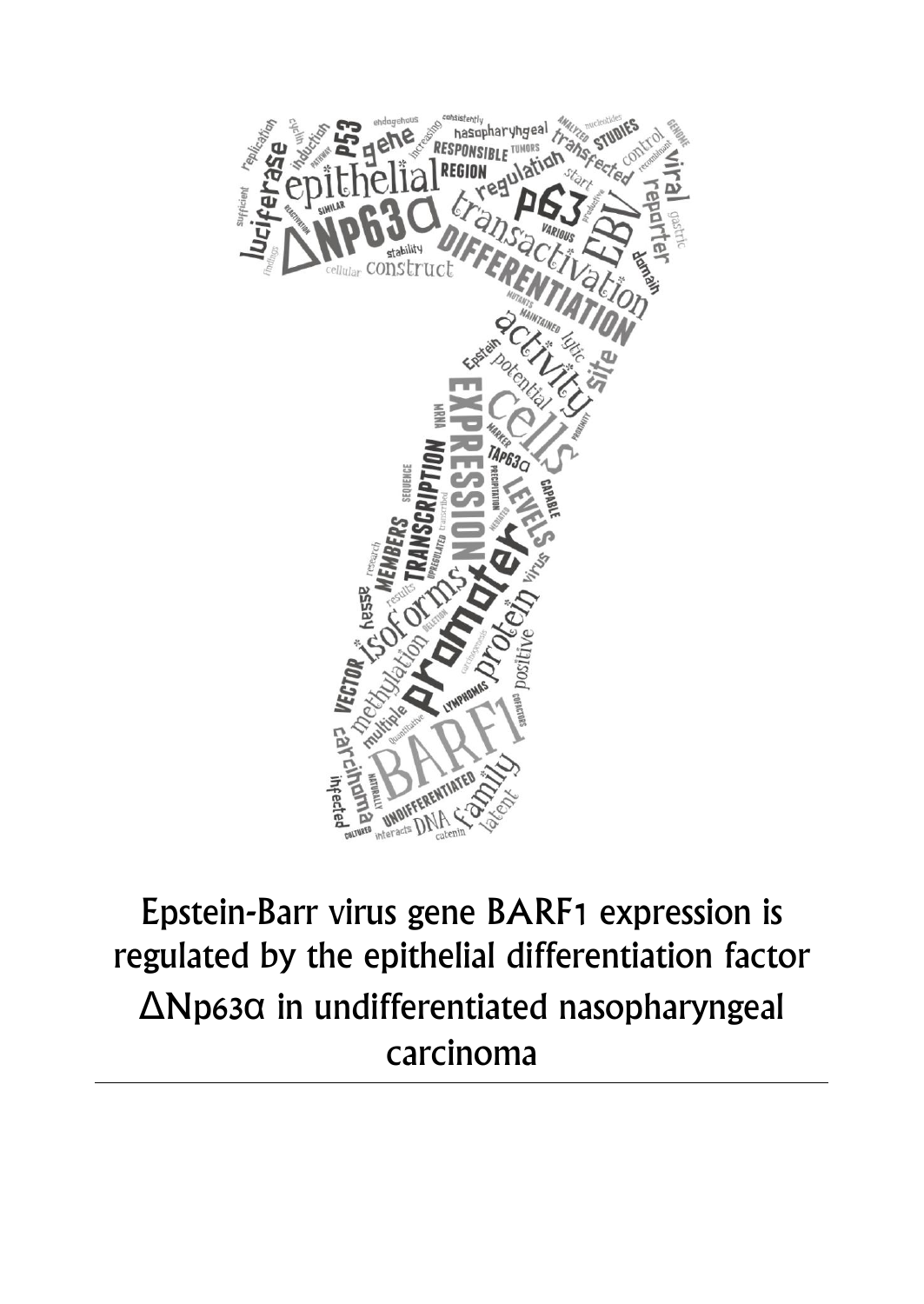# Epstein-Barr virus gene BARF1 expression is regulated by the epithelial differentiation factor ΔNp63α in undifferentiated nasopharyngeal carcinoma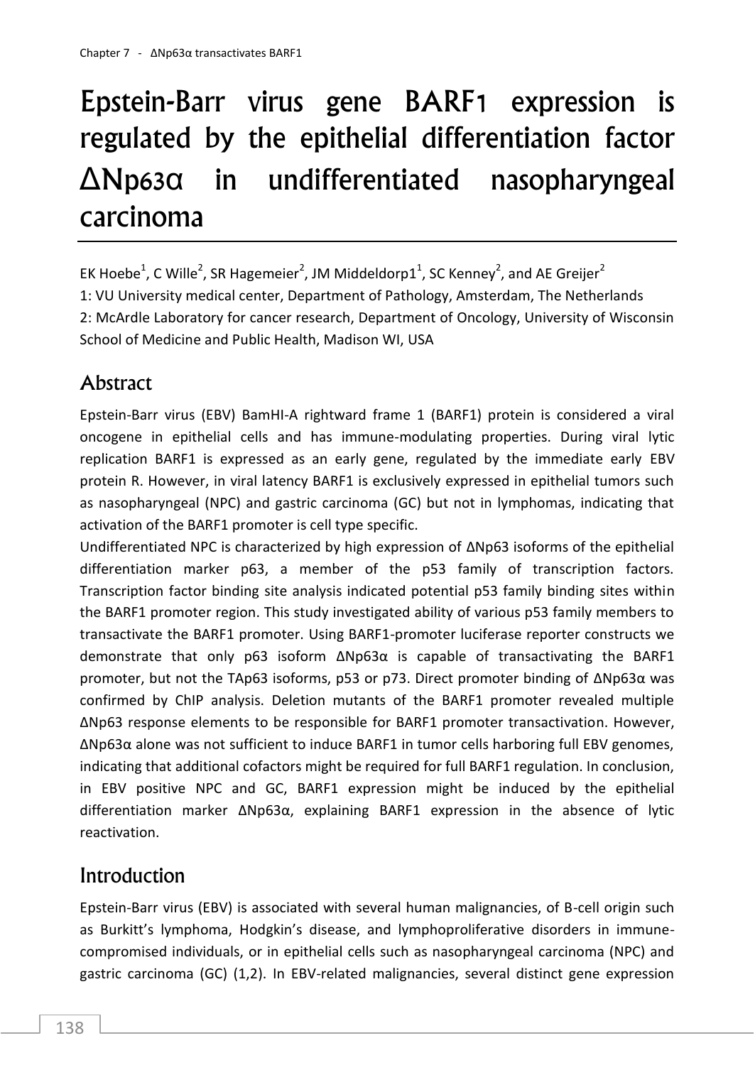# Epstein-Barr virus gene BARF1 expression is regulated by the epithelial differentiation factor ΔNp63α in undifferentiated nasopharyngeal carcinoma

EK Hoebe[1], C Wille[2], SR Hagemeier[2], JM Middeldorp1[1], SC Kenney[2], and AE Greijer[2]

1: VU University medical center, Department of Pathology, Amsterdam, The Netherlands

2: McArdle Laboratory for cancer research, Department of Oncology, University of Wisconsin School of Medicine and Public Health, Madison WI, USA

## Abstract

Epstein-Barr virus (EBV) BamHI-A rightward frame 1 (BARF1) protein is considered a viral oncogene in epithelial cells and has immune-modulating properties. During viral lytic replication BARF1 is expressed as an early gene, regulated by the immediate early EBV protein R. However, in viral latency BARF1 is exclusively expressed in epithelial tumors such as nasopharyngeal (NPC) and gastric carcinoma (GC) but not in lymphomas, indicating that activation of the BARF1 promoter is cell type specific.

Undifferentiated NPC is characterized by high expression of ΔNp63 isoforms of the epithelial differentiation marker p63, a member of the p53 family of transcription factors. Transcription factor binding site analysis indicated potential p53 family binding sites within the BARF1 promoter region. This study investigated ability of various p53 family members to transactivate the BARF1 promoter. Using BARF1-promoter luciferase reporter constructs we demonstrate that only p63 isoform ΔNp63α is capable of transactivating the BARF1 promoter, but not the TAp63 isoforms, p53 or p73. Direct promoter binding of ΔNp63α was confirmed by ChIP analysis. Deletion mutants of the BARF1 promoter revealed multiple ΔNp63 response elements to be responsible for BARF1 promoter transactivation. However, ΔNp63α alone was not sufficient to induce BARF1 in tumor cells harboring full EBV genomes, indicating that additional cofactors might be required for full BARF1 regulation. In conclusion, in EBV positive NPC and GC, BARF1 expression might be induced by the epithelial differentiation marker ΔNp63α, explaining BARF1 expression in the absence of lytic reactivation.

## Introduction

Epstein-Barr virus (EBV) is associated with several human malignancies, of B-cell origin such as Burkitt's lymphoma, Hodgkin's disease, and lymphoproliferative disorders in immune-compromised individuals, or in epithelial cells such as nasopharyngeal carcinoma (NPC) and gastric carcinoma (GC) (1,2). In EBV-related malignancies, several distinct gene expression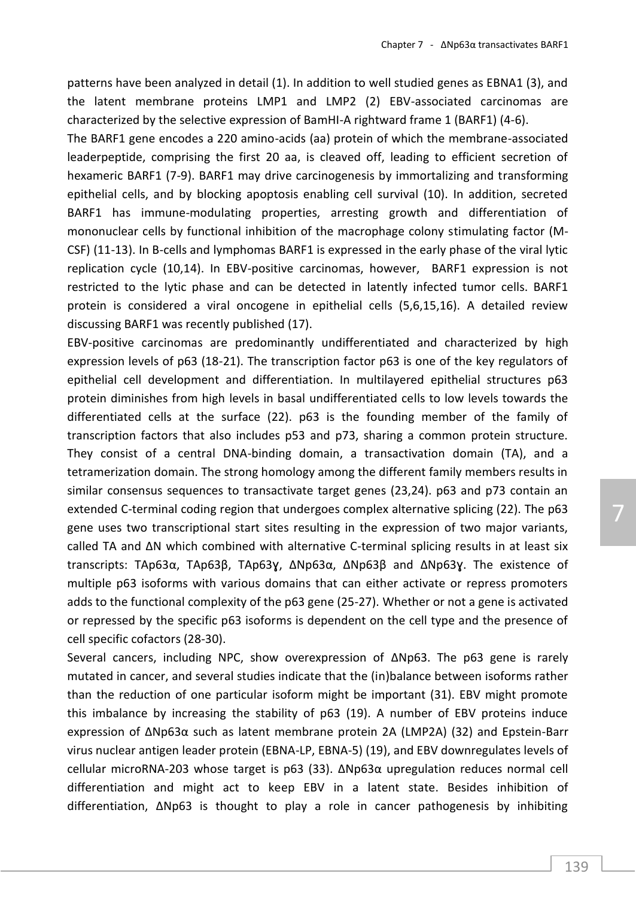patterns have been analyzed in detail (1). In addition to well studied genes as EBNA1 (3), and the latent membrane proteins LMP1 and LMP2 (2) EBV-associated carcinomas are characterized by the selective expression of BamHI-A rightward frame 1 (BARF1) (4-6).

The BARF1 gene encodes a 220 amino-acids (aa) protein of which the membrane-associated leaderpeptide, comprising the first 20 aa, is cleaved off, leading to efficient secretion of hexameric BARF1 (7-9). BARF1 may drive carcinogenesis by immortalizing and transforming epithelial cells, and by blocking apoptosis enabling cell survival (10). In addition, secreted BARF1 has immune-modulating properties, arresting growth and differentiation of mononuclear cells by functional inhibition of the macrophage colony stimulating factor (M-CSF) (11-13). In B-cells and lymphomas BARF1 is expressed in the early phase of the viral lytic replication cycle (10,14). In EBV-positive carcinomas, however, BARF1 expression is not restricted to the lytic phase and can be detected in latently infected tumor cells. BARF1 protein is considered a viral oncogene in epithelial cells (5,6,15,16). A detailed review discussing BARF1 was recently published (17).

EBV-positive carcinomas are predominantly undifferentiated and characterized by high expression levels of p63 (18-21). The transcription factor p63 is one of the key regulators of epithelial cell development and differentiation. In multilayered epithelial structures p63 protein diminishes from high levels in basal undifferentiated cells to low levels towards the differentiated cells at the surface (22). p63 is the founding member of the family of transcription factors that also includes p53 and p73, sharing a common protein structure. They consist of a central DNA-binding domain, a transactivation domain (TA), and a tetramerization domain. The strong homology among the different family members results in similar consensus sequences to transactivate target genes (23,24). p63 and p73 contain an extended C-terminal coding region that undergoes complex alternative splicing (22). The p63 gene uses two transcriptional start sites resulting in the expression of two major variants, called TA and ΔN which combined with alternative C-terminal splicing results in at least six transcripts: TAp63α, TAp63β, TAp63ɣ, ΔNp63α, ΔNp63β and ΔNp63ɣ. The existence of multiple p63 isoforms with various domains that can either activate or repress promoters adds to the functional complexity of the p63 gene (25-27). Whether or not a gene is activated or repressed by the specific p63 isoforms is dependent on the cell type and the presence of cell specific cofactors (28-30).

Several cancers, including NPC, show overexpression of ΔNp63. The p63 gene is rarely mutated in cancer, and several studies indicate that the (in)balance between isoforms rather than the reduction of one particular isoform might be important (31). EBV might promote this imbalance by increasing the stability of p63 (19). A number of EBV proteins induce expression of ΔNp63α such as latent membrane protein 2A (LMP2A) (32) and Epstein-Barr virus nuclear antigen leader protein (EBNA-LP, EBNA-5) (19), and EBV downregulates levels of cellular microRNA-203 whose target is p63 (33). ΔNp63α upregulation reduces normal cell differentiation and might act to keep EBV in a latent state. Besides inhibition of differentiation, ΔNp63 is thought to play a role in cancer pathogenesis by inhibiting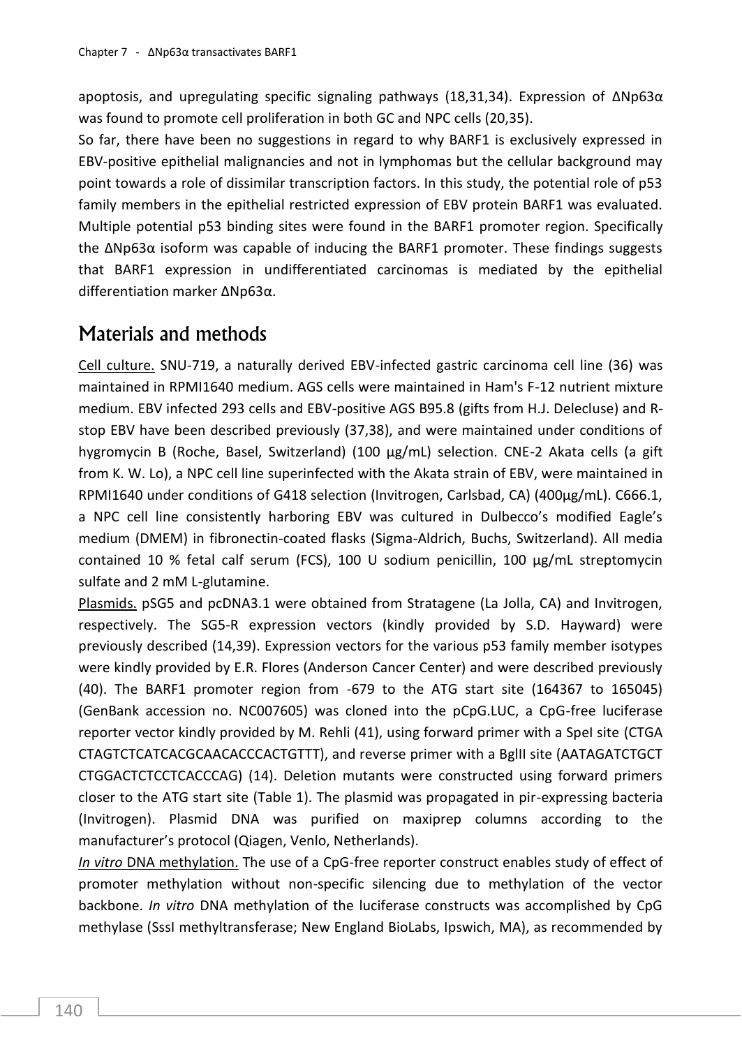apoptosis, and upregulating specific signaling pathways (18,31,34). Expression of ΔNp63α was found to promote cell proliferation in both GC and NPC cells (20,35).

So far, there have been no suggestions in regard to why BARF1 is exclusively expressed in EBV-positive epithelial malignancies and not in lymphomas but the cellular background may point towards a role of dissimilar transcription factors. In this study, the potential role of p53 family members in the epithelial restricted expression of EBV protein BARF1 was evaluated. Multiple potential p53 binding sites were found in the BARF1 promoter region. Specifically the ΔNp63α isoform was capable of inducing the BARF1 promoter. These findings suggests that BARF1 expression in undifferentiated carcinomas is mediated by the epithelial differentiation marker ΔNp63α.

## Materials and methods

Cell culture. SNU-719, a naturally derived EBV-infected gastric carcinoma cell line (36) was maintained in RPMI1640 medium. AGS cells were maintained in Ham's F-12 nutrient mixture medium. EBV infected 293 cells and EBV-positive AGS B95.8 (gifts from H.J. Delecluse) and R-stop EBV have been described previously (37,38), and were maintained under conditions of hygromycin B (Roche, Basel, Switzerland) (100 µg/mL) selection. CNE-2 Akata cells (a gift from K. W. Lo), a NPC cell line superinfected with the Akata strain of EBV, were maintained in RPMI1640 under conditions of G418 selection (Invitrogen, Carlsbad, CA) (400µg/mL). C666.1, a NPC cell line consistently harboring EBV was cultured in Dulbecco's modified Eagle's medium (DMEM) in fibronectin-coated flasks (Sigma-Aldrich, Buchs, Switzerland). All media contained 10 % fetal calf serum (FCS), 100 U sodium penicillin, 100 µg/mL streptomycin sulfate and 2 mM L-glutamine.

Plasmids. pSG5 and pcDNA3.1 were obtained from Stratagene (La Jolla, CA) and Invitrogen, respectively. The SG5-R expression vectors (kindly provided by S.D. Hayward) were previously described (14,39). Expression vectors for the various p53 family member isotypes were kindly provided by E.R. Flores (Anderson Cancer Center) and were described previously (40). The BARF1 promoter region from -679 to the ATG start site (164367 to 165045) (GenBank accession no. NC007605) was cloned into the pCpG.LUC, a CpG-free luciferase reporter vector kindly provided by M. Rehli (41), using forward primer with a SpeI site (CTGA CTAGTCTCATCACGCAACACCCACTGTTT), and reverse primer with a BglII site (AATAGATCTGCT CTGGACTCTCCTCACCCAG) (14). Deletion mutants were constructed using forward primers closer to the ATG start site (Table 1). The plasmid was propagated in pir-expressing bacteria (Invitrogen). Plasmid DNA was purified on maxiprep columns according to the manufacturer's protocol (Qiagen, Venlo, Netherlands).

*In vitro* DNA methylation. The use of a CpG-free reporter construct enables study of effect of promoter methylation without non-specific silencing due to methylation of the vector backbone. *In vitro* DNA methylation of the luciferase constructs was accomplished by CpG methylase (SssI methyltransferase; New England BioLabs, Ipswich, MA), as recommended by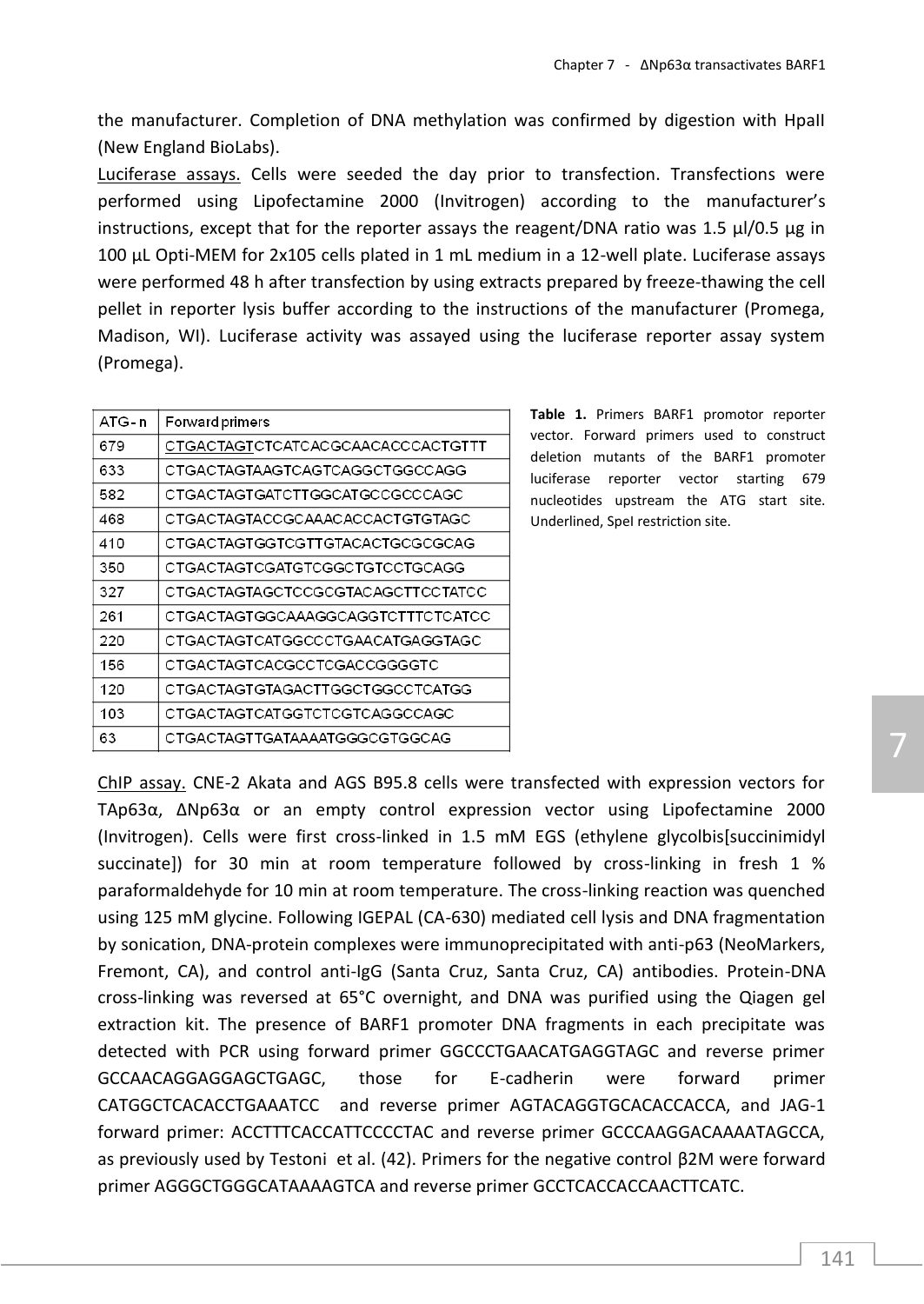the manufacturer. Completion of DNA methylation was confirmed by digestion with HpaII (New England BioLabs).

Luciferase assays. Cells were seeded the day prior to transfection. Transfections were performed using Lipofectamine 2000 (Invitrogen) according to the manufacturer's instructions, except that for the reporter assays the reagent/DNA ratio was 1.5 µl/0.5 µg in 100 µL Opti-MEM for 2x105 cells plated in 1 mL medium in a 12-well plate. Luciferase assays were performed 48 h after transfection by using extracts prepared by freeze-thawing the cell pellet in reporter lysis buffer according to the instructions of the manufacturer (Promega, Madison, WI). Luciferase activity was assayed using the luciferase reporter assay system (Promega).

| ATG-n | Forward primers |
|---|---|
| 679 | <u>CTGACTAGT</u>CTCATCACGCAACACCCACTGTTT |
| 633 | CTGACTAGTAAGTCAGTCAGGCTGGCCAGG |
| 582 | CTGACTAGTGATCTTGGCATGCCGCCCAGC |
| 468 | CTGACTAGTACCGCAAACACCACTGTGTAGC |
| 410 | CTGACTAGTGGTCGTTGTACACTGCGCGCAG |
| 350 | CTGACTAGTCGATGTCGGCTGTCCTGCAGG |
| 327 | CTGACTAGTAGCTCCGCGTACAGCTTCCTATCC |
| 261 | CTGACTAGTGGCAAAGGCAGGTCTTTCTCATCC |
| 220 | CTGACTAGTCATGGCCCTGAACATGAGGTAGC |
| 156 | CTGACTAGTCACGCCTCGACCGGGGTC |
| 120 | CTGACTAGTGTAGACTTGGCTGGCCTCATGG |
| 103 | CTGACTAGTCATGGTCTCGTCAGGCCAGC |
| 63 | CTGACTAGTTGATAAAATGGGCGTGGCAG |

**Table 1.** Primers BARF1 promotor reporter vector. Forward primers used to construct deletion mutants of the BARF1 promoter luciferase reporter vector starting 679 nucleotides upstream the ATG start site. Underlined, SpeI restriction site.

ChIP assay. CNE-2 Akata and AGS B95.8 cells were transfected with expression vectors for TAp63α, ΔNp63α or an empty control expression vector using Lipofectamine 2000 (Invitrogen). Cells were first cross-linked in 1.5 mM EGS (ethylene glycolbis[succinimidyl succinate]) for 30 min at room temperature followed by cross-linking in fresh 1 % paraformaldehyde for 10 min at room temperature. The cross-linking reaction was quenched using 125 mM glycine. Following IGEPAL (CA-630) mediated cell lysis and DNA fragmentation by sonication, DNA-protein complexes were immunoprecipitated with anti-p63 (NeoMarkers, Fremont, CA), and control anti-IgG (Santa Cruz, Santa Cruz, CA) antibodies. Protein-DNA cross-linking was reversed at 65°C overnight, and DNA was purified using the Qiagen gel extraction kit. The presence of BARF1 promoter DNA fragments in each precipitate was detected with PCR using forward primer GGCCCTGAACATGAGGTAGC and reverse primer GCCAACAGGAGGAGCTGAGC, those for E-cadherin were forward primer CATGGCTCACACCTGAAATCC and reverse primer AGTACAGGTGCACACCACCA, and JAG-1 forward primer: ACCTTTCACCATTCCCCTAC and reverse primer GCCCAAGGACAAAATAGCCA, as previously used by Testoni et al. (42). Primers for the negative control β2M were forward primer AGGGCTGGGCATAAAAGTCA and reverse primer GCCTCACCACCAACTTCATC.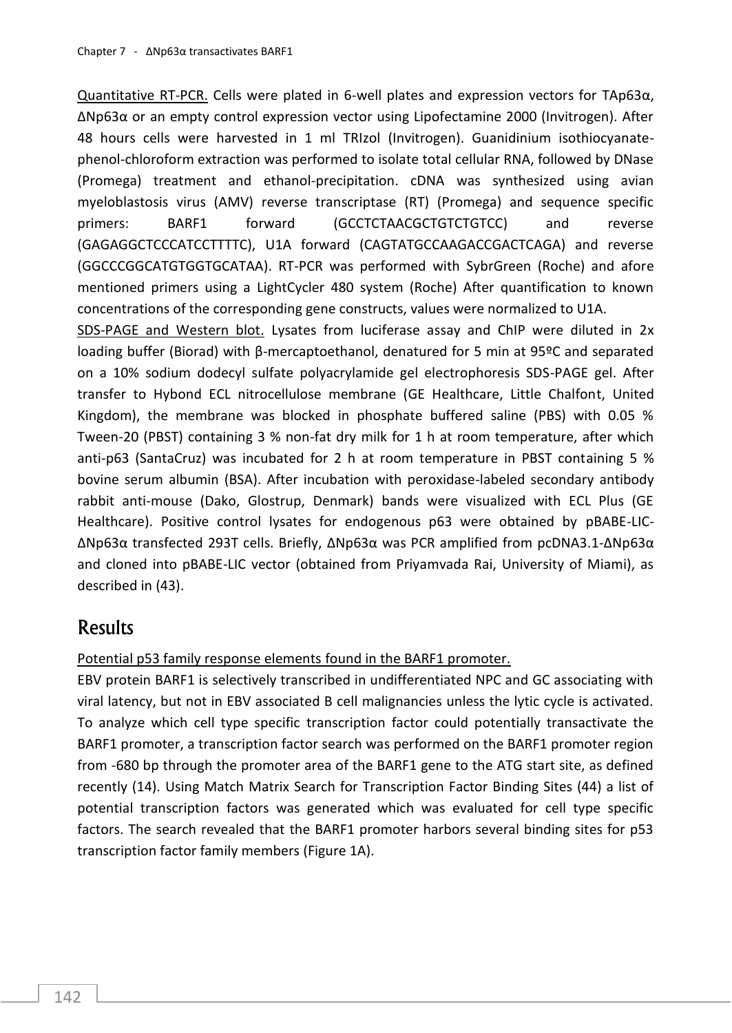Quantitative RT-PCR. Cells were plated in 6-well plates and expression vectors for TAp63α, ΔNp63α or an empty control expression vector using Lipofectamine 2000 (Invitrogen). After 48 hours cells were harvested in 1 ml TRIzol (Invitrogen). Guanidinium isothiocyanate-phenol-chloroform extraction was performed to isolate total cellular RNA, followed by DNase (Promega) treatment and ethanol-precipitation. cDNA was synthesized using avian myeloblastosis virus (AMV) reverse transcriptase (RT) (Promega) and sequence specific primers: BARF1 forward (GCCTCTAACGCTGTCTGTCC) and reverse (GAGAGGCTCCCATCCTTTTC), U1A forward (CAGTATGCCAAGACCGACTCAGA) and reverse (GGCCCGGCATGTGGTGCATAA). RT-PCR was performed with SybrGreen (Roche) and afore mentioned primers using a LightCycler 480 system (Roche) After quantification to known concentrations of the corresponding gene constructs, values were normalized to U1A.

SDS-PAGE and Western blot. Lysates from luciferase assay and ChIP were diluted in 2x loading buffer (Biorad) with β-mercaptoethanol, denatured for 5 min at 95ºC and separated on a 10% sodium dodecyl sulfate polyacrylamide gel electrophoresis SDS-PAGE gel. After transfer to Hybond ECL nitrocellulose membrane (GE Healthcare, Little Chalfont, United Kingdom), the membrane was blocked in phosphate buffered saline (PBS) with 0.05 % Tween-20 (PBST) containing 3 % non-fat dry milk for 1 h at room temperature, after which anti-p63 (SantaCruz) was incubated for 2 h at room temperature in PBST containing 5 % bovine serum albumin (BSA). After incubation with peroxidase-labeled secondary antibody rabbit anti-mouse (Dako, Glostrup, Denmark) bands were visualized with ECL Plus (GE Healthcare). Positive control lysates for endogenous p63 were obtained by pBABE-LIC-ΔNp63α transfected 293T cells. Briefly, ΔNp63α was PCR amplified from pcDNA3.1-ΔNp63α and cloned into pBABE-LIC vector (obtained from Priyamvada Rai, University of Miami), as described in (43).

## Results

Potential p53 family response elements found in the BARF1 promoter.

EBV protein BARF1 is selectively transcribed in undifferentiated NPC and GC associating with viral latency, but not in EBV associated B cell malignancies unless the lytic cycle is activated. To analyze which cell type specific transcription factor could potentially transactivate the BARF1 promoter, a transcription factor search was performed on the BARF1 promoter region from -680 bp through the promoter area of the BARF1 gene to the ATG start site, as defined recently (14). Using Match Matrix Search for Transcription Factor Binding Sites (44) a list of potential transcription factors was generated which was evaluated for cell type specific factors. The search revealed that the BARF1 promoter harbors several binding sites for p53 transcription factor family members (Figure 1A).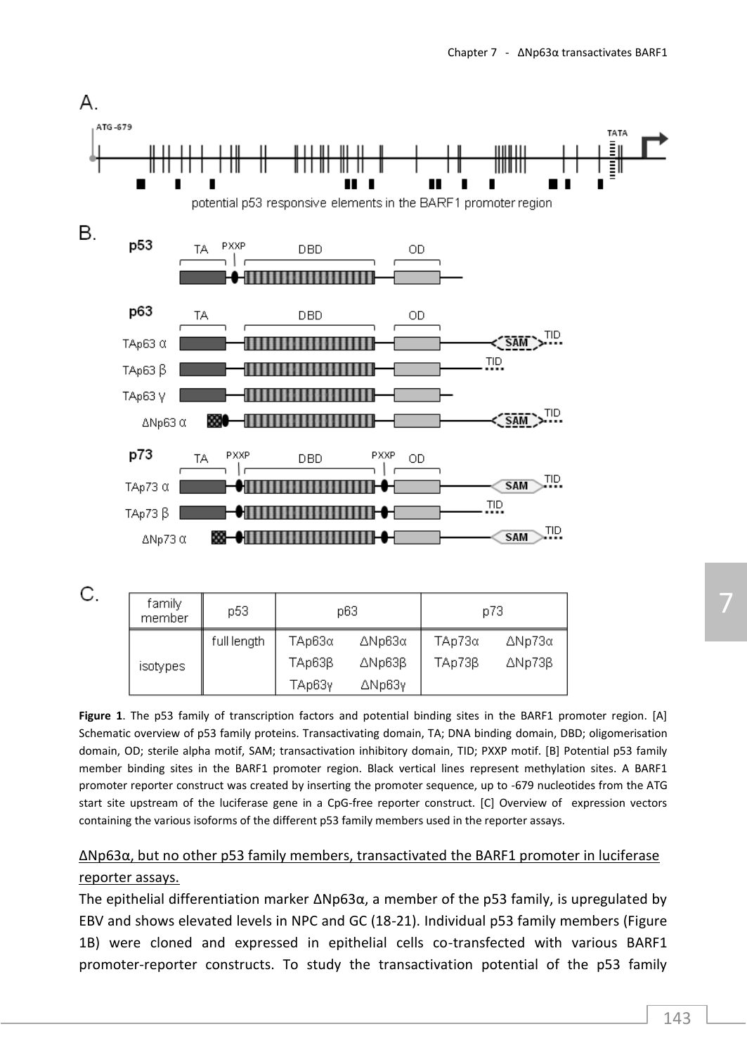A.

potential p53 responsive elements in the BARF1 promoter region

B.

C.

| family member | p53 | p63 | | p73 | |
|---|---|---|---|---|---|
| isotypes | full length | TAp63α | ΔNp63α | TAp73α | ΔNp73α |
| | | TAp63β | ΔNp63β | TAp73β | ΔNp73β |
| | | TAp63γ | ΔNp63γ | | |

**Figure 1**. The p53 family of transcription factors and potential binding sites in the BARF1 promoter region. [A] Schematic overview of p53 family proteins. Transactivating domain, TA; DNA binding domain, DBD; oligomerisation domain, OD; sterile alpha motif, SAM; transactivation inhibitory domain, TID; PXXP motif. [B] Potential p53 family member binding sites in the BARF1 promoter region. Black vertical lines represent methylation sites. A BARF1 promoter reporter construct was created by inserting the promoter sequence, up to -679 nucleotides from the ATG start site upstream of the luciferase gene in a CpG-free reporter construct. [C] Overview of expression vectors containing the various isoforms of the different p53 family members used in the reporter assays.

<u>ΔNp63α, but no other p53 family members, transactivated the BARF1 promoter in luciferase reporter assays.</u>

The epithelial differentiation marker ΔNp63α, a member of the p53 family, is upregulated by EBV and shows elevated levels in NPC and GC (18-21). Individual p53 family members (Figure 1B) were cloned and expressed in epithelial cells co-transfected with various BARF1 promoter-reporter constructs. To study the transactivation potential of the p53 family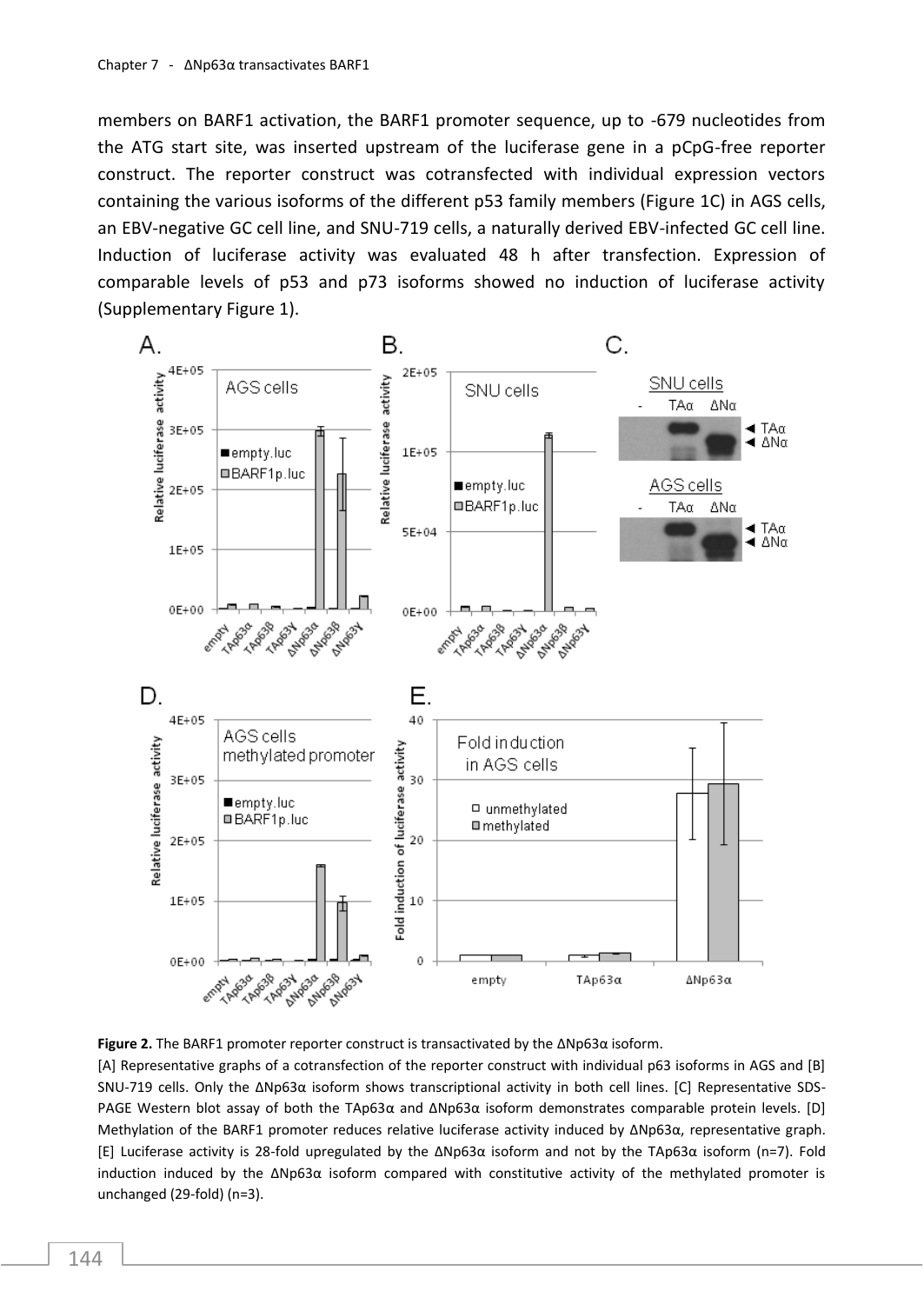members on BARF1 activation, the BARF1 promoter sequence, up to -679 nucleotides from the ATG start site, was inserted upstream of the luciferase gene in a pCpG-free reporter construct. The reporter construct was cotransfected with individual expression vectors containing the various isoforms of the different p53 family members (Figure 1C) in AGS cells, an EBV-negative GC cell line, and SNU-719 cells, a naturally derived EBV-infected GC cell line. Induction of luciferase activity was evaluated 48 h after transfection. Expression of comparable levels of p53 and p73 isoforms showed no induction of luciferase activity (Supplementary Figure 1).

**Figure 2.** The BARF1 promoter reporter construct is transactivated by the ΔNp63α isoform.
[A] Representative graphs of a cotransfection of the reporter construct with individual p63 isoforms in AGS and [B] SNU-719 cells. Only the ΔNp63α isoform shows transcriptional activity in both cell lines. [C] Representative SDS-PAGE Western blot assay of both the TAp63α and ΔNp63α isoform demonstrates comparable protein levels. [D] Methylation of the BARF1 promoter reduces relative luciferase activity induced by ΔNp63α, representative graph. [E] Luciferase activity is 28-fold upregulated by the ΔNp63α isoform and not by the TAp63α isoform (n=7). Fold induction induced by the ΔNp63α isoform compared with constitutive activity of the methylated promoter is unchanged (29-fold) (n=3).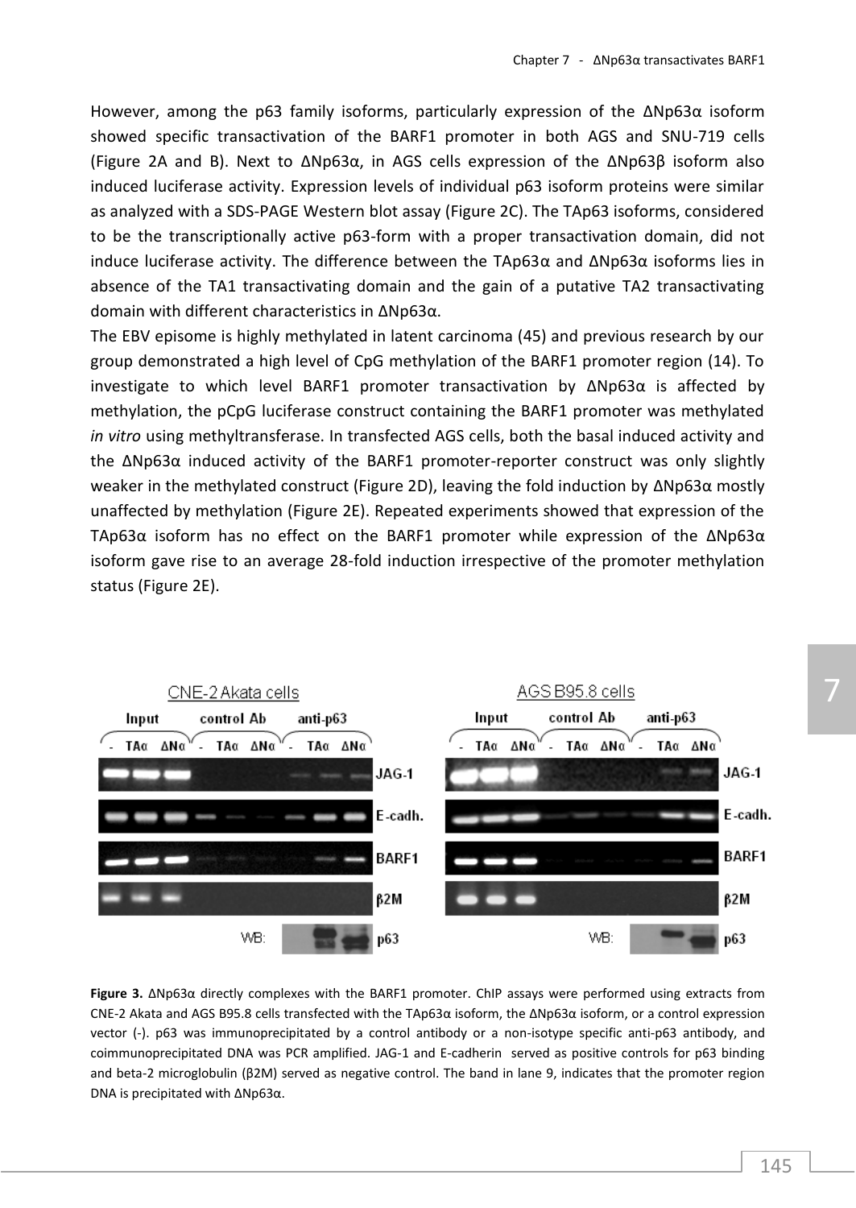However, among the p63 family isoforms, particularly expression of the ΔNp63α isoform showed specific transactivation of the BARF1 promoter in both AGS and SNU-719 cells (Figure 2A and B). Next to ΔNp63α, in AGS cells expression of the ΔNp63β isoform also induced luciferase activity. Expression levels of individual p63 isoform proteins were similar as analyzed with a SDS-PAGE Western blot assay (Figure 2C). The TAp63 isoforms, considered to be the transcriptionally active p63-form with a proper transactivation domain, did not induce luciferase activity. The difference between the TAp63α and ΔNp63α isoforms lies in absence of the TA1 transactivating domain and the gain of a putative TA2 transactivating domain with different characteristics in ΔNp63α.

The EBV episome is highly methylated in latent carcinoma (45) and previous research by our group demonstrated a high level of CpG methylation of the BARF1 promoter region (14). To investigate to which level BARF1 promoter transactivation by ΔNp63α is affected by methylation, the pCpG luciferase construct containing the BARF1 promoter was methylated *in vitro* using methyltransferase. In transfected AGS cells, both the basal induced activity and the ΔNp63α induced activity of the BARF1 promoter-reporter construct was only slightly weaker in the methylated construct (Figure 2D), leaving the fold induction by ΔNp63α mostly unaffected by methylation (Figure 2E). Repeated experiments showed that expression of the TAp63α isoform has no effect on the BARF1 promoter while expression of the ΔNp63α isoform gave rise to an average 28-fold induction irrespective of the promoter methylation status (Figure 2E).

**Figure 3.** ΔNp63α directly complexes with the BARF1 promoter. ChIP assays were performed using extracts from CNE-2 Akata and AGS B95.8 cells transfected with the TAp63α isoform, the ΔNp63α isoform, or a control expression vector (-). p63 was immunoprecipitated by a control antibody or a non-isotype specific anti-p63 antibody, and coimmunoprecipitated DNA was PCR amplified. JAG-1 and E-cadherin served as positive controls for p63 binding and beta-2 microglobulin (β2M) served as negative control. The band in lane 9, indicates that the promoter region DNA is precipitated with ΔNp63α.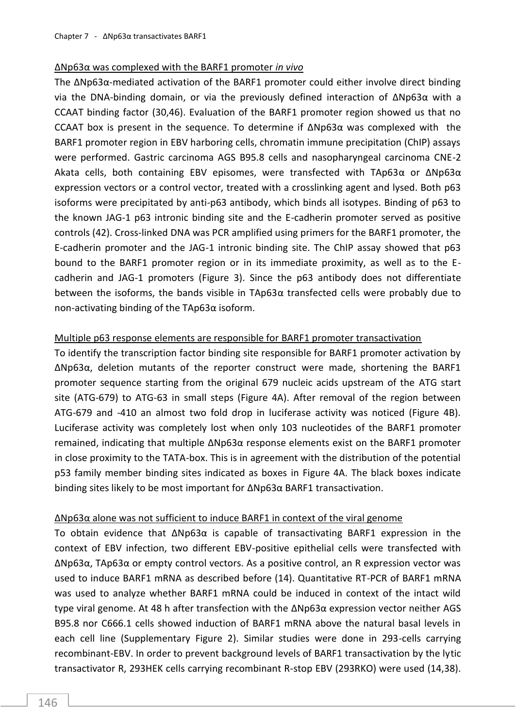<u>ΔNp63α was complexed with the BARF1 promoter *in vivo*</u>

The ΔNp63α-mediated activation of the BARF1 promoter could either involve direct binding via the DNA-binding domain, or via the previously defined interaction of ΔNp63α with a CCAAT binding factor (30,46). Evaluation of the BARF1 promoter region showed us that no CCAAT box is present in the sequence. To determine if ΔNp63α was complexed with the BARF1 promoter region in EBV harboring cells, chromatin immune precipitation (ChIP) assays were performed. Gastric carcinoma AGS B95.8 cells and nasopharyngeal carcinoma CNE-2 Akata cells, both containing EBV episomes, were transfected with TAp63α or ΔNp63α expression vectors or a control vector, treated with a crosslinking agent and lysed. Both p63 isoforms were precipitated by anti-p63 antibody, which binds all isotypes. Binding of p63 to the known JAG-1 p63 intronic binding site and the E-cadherin promoter served as positive controls (42). Cross-linked DNA was PCR amplified using primers for the BARF1 promoter, the E-cadherin promoter and the JAG-1 intronic binding site. The ChIP assay showed that p63 bound to the BARF1 promoter region or in its immediate proximity, as well as to the E-cadherin and JAG-1 promoters (Figure 3). Since the p63 antibody does not differentiate between the isoforms, the bands visible in TAp63α transfected cells were probably due to non-activating binding of the TAp63α isoform.

<u>Multiple p63 response elements are responsible for BARF1 promoter transactivation</u>

To identify the transcription factor binding site responsible for BARF1 promoter activation by ΔNp63α, deletion mutants of the reporter construct were made, shortening the BARF1 promoter sequence starting from the original 679 nucleic acids upstream of the ATG start site (ATG-679) to ATG-63 in small steps (Figure 4A). After removal of the region between ATG-679 and -410 an almost two fold drop in luciferase activity was noticed (Figure 4B). Luciferase activity was completely lost when only 103 nucleotides of the BARF1 promoter remained, indicating that multiple ΔNp63α response elements exist on the BARF1 promoter in close proximity to the TATA-box. This is in agreement with the distribution of the potential p53 family member binding sites indicated as boxes in Figure 4A. The black boxes indicate binding sites likely to be most important for ΔNp63α BARF1 transactivation.

<u>ΔNp63α alone was not sufficient to induce BARF1 in context of the viral genome</u>

To obtain evidence that ΔNp63α is capable of transactivating BARF1 expression in the context of EBV infection, two different EBV-positive epithelial cells were transfected with ΔNp63α, TAp63α or empty control vectors. As a positive control, an R expression vector was used to induce BARF1 mRNA as described before (14). Quantitative RT-PCR of BARF1 mRNA was used to analyze whether BARF1 mRNA could be induced in context of the intact wild type viral genome. At 48 h after transfection with the ΔNp63α expression vector neither AGS B95.8 nor C666.1 cells showed induction of BARF1 mRNA above the natural basal levels in each cell line (Supplementary Figure 2). Similar studies were done in 293-cells carrying recombinant-EBV. In order to prevent background levels of BARF1 transactivation by the lytic transactivator R, 293HEK cells carrying recombinant R-stop EBV (293RKO) were used (14,38).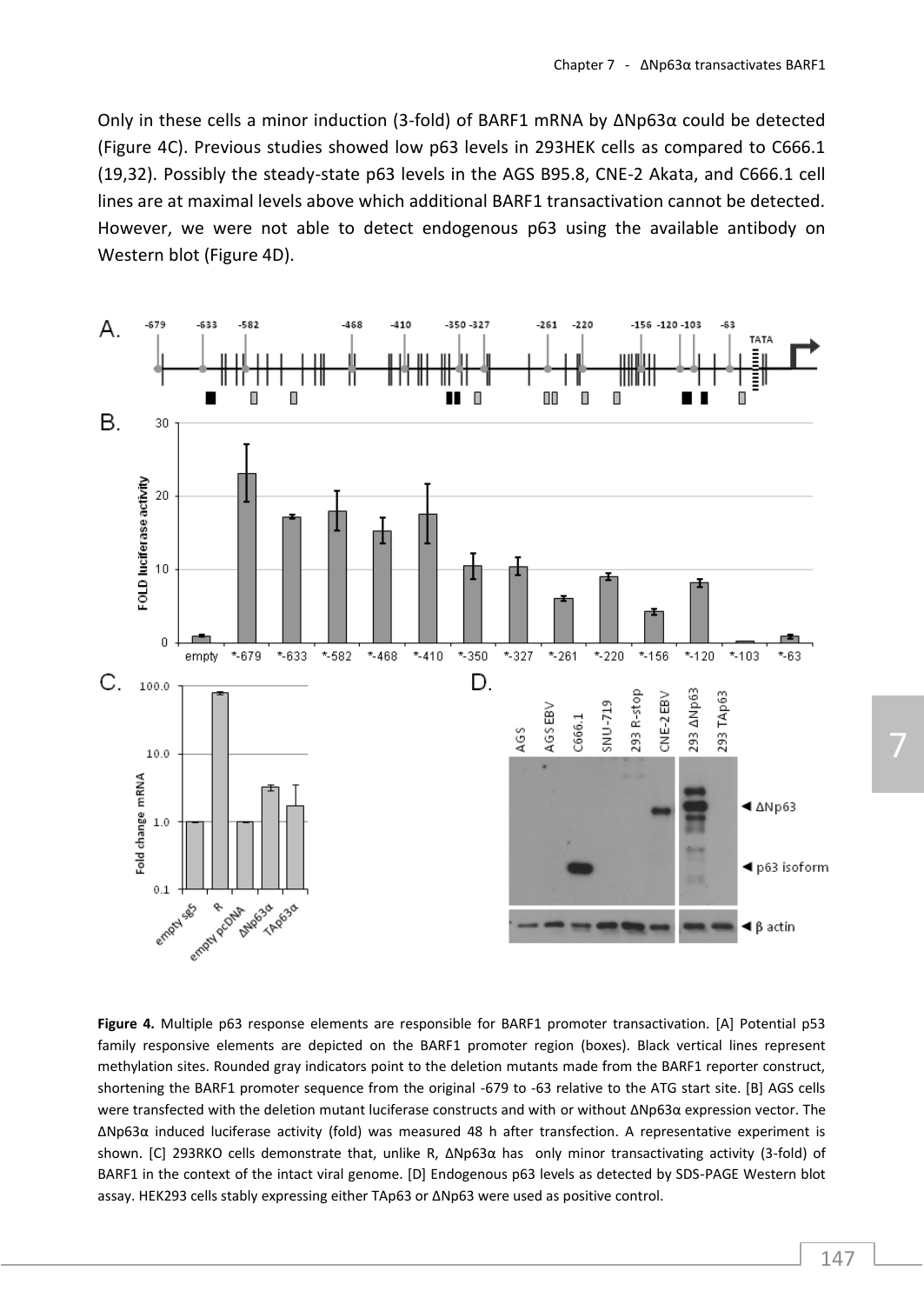Only in these cells a minor induction (3-fold) of BARF1 mRNA by ΔNp63α could be detected (Figure 4C). Previous studies showed low p63 levels in 293HEK cells as compared to C666.1 (19,32). Possibly the steady-state p63 levels in the AGS B95.8, CNE-2 Akata, and C666.1 cell lines are at maximal levels above which additional BARF1 transactivation cannot be detected. However, we were not able to detect endogenous p63 using the available antibody on Western blot (Figure 4D).

**Figure 4.** Multiple p63 response elements are responsible for BARF1 promoter transactivation. [A] Potential p53 family responsive elements are depicted on the BARF1 promoter region (boxes). Black vertical lines represent methylation sites. Rounded gray indicators point to the deletion mutants made from the BARF1 reporter construct, shortening the BARF1 promoter sequence from the original -679 to -63 relative to the ATG start site. [B] AGS cells were transfected with the deletion mutant luciferase constructs and with or without ΔNp63α expression vector. The ΔNp63α induced luciferase activity (fold) was measured 48 h after transfection. A representative experiment is shown. [C] 293RKO cells demonstrate that, unlike R, ΔNp63α has only minor transactivating activity (3-fold) of BARF1 in the context of the intact viral genome. [D] Endogenous p63 levels as detected by SDS-PAGE Western blot assay. HEK293 cells stably expressing either TAp63 or ΔNp63 were used as positive control.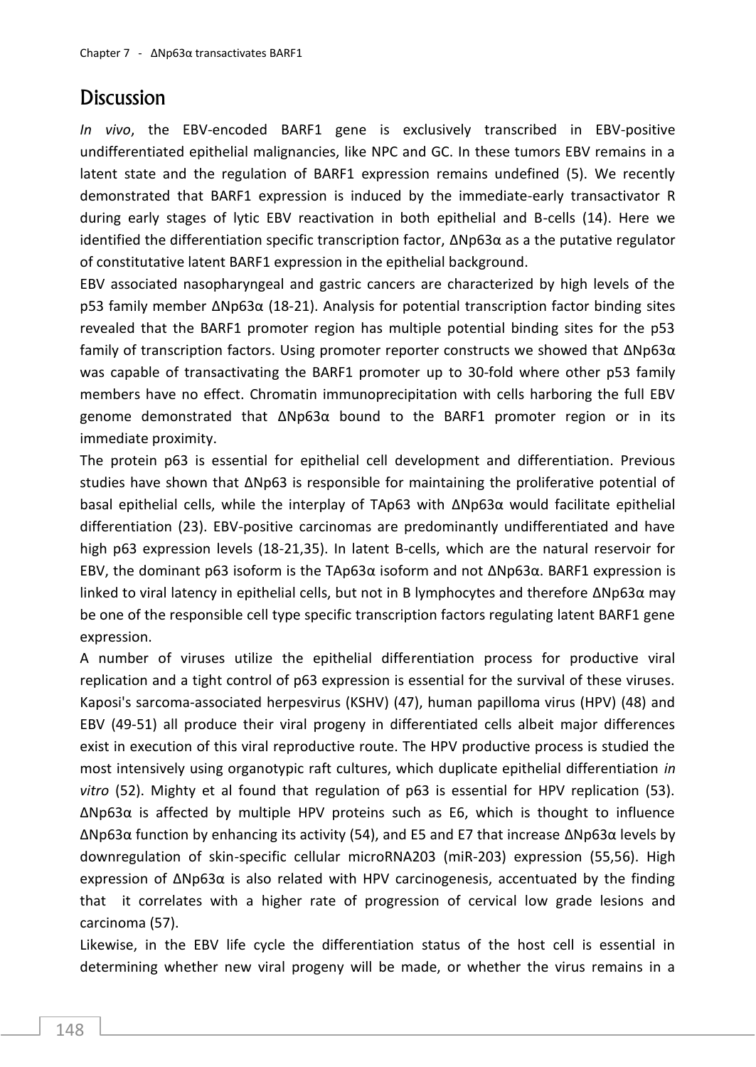## Discussion

*In vivo*, the EBV-encoded BARF1 gene is exclusively transcribed in EBV-positive undifferentiated epithelial malignancies, like NPC and GC. In these tumors EBV remains in a latent state and the regulation of BARF1 expression remains undefined (5). We recently demonstrated that BARF1 expression is induced by the immediate-early transactivator R during early stages of lytic EBV reactivation in both epithelial and B-cells (14). Here we identified the differentiation specific transcription factor, ΔNp63α as a the putative regulator of constitutative latent BARF1 expression in the epithelial background.

EBV associated nasopharyngeal and gastric cancers are characterized by high levels of the p53 family member ΔNp63α (18-21). Analysis for potential transcription factor binding sites revealed that the BARF1 promoter region has multiple potential binding sites for the p53 family of transcription factors. Using promoter reporter constructs we showed that ΔNp63α was capable of transactivating the BARF1 promoter up to 30-fold where other p53 family members have no effect. Chromatin immunoprecipitation with cells harboring the full EBV genome demonstrated that ΔNp63α bound to the BARF1 promoter region or in its immediate proximity.

The protein p63 is essential for epithelial cell development and differentiation. Previous studies have shown that ΔNp63 is responsible for maintaining the proliferative potential of basal epithelial cells, while the interplay of TAp63 with ΔNp63α would facilitate epithelial differentiation (23). EBV-positive carcinomas are predominantly undifferentiated and have high p63 expression levels (18-21,35). In latent B-cells, which are the natural reservoir for EBV, the dominant p63 isoform is the TAp63α isoform and not ΔNp63α. BARF1 expression is linked to viral latency in epithelial cells, but not in B lymphocytes and therefore ΔNp63α may be one of the responsible cell type specific transcription factors regulating latent BARF1 gene expression.

A number of viruses utilize the epithelial differentiation process for productive viral replication and a tight control of p63 expression is essential for the survival of these viruses. Kaposi's sarcoma-associated herpesvirus (KSHV) (47), human papilloma virus (HPV) (48) and EBV (49-51) all produce their viral progeny in differentiated cells albeit major differences exist in execution of this viral reproductive route. The HPV productive process is studied the most intensively using organotypic raft cultures, which duplicate epithelial differentiation *in vitro* (52). Mighty et al found that regulation of p63 is essential for HPV replication (53). ΔNp63α is affected by multiple HPV proteins such as E6, which is thought to influence ΔNp63α function by enhancing its activity (54), and E5 and E7 that increase ΔNp63α levels by downregulation of skin-specific cellular microRNA203 (miR-203) expression (55,56). High expression of ΔNp63α is also related with HPV carcinogenesis, accentuated by the finding that it correlates with a higher rate of progression of cervical low grade lesions and carcinoma (57).

Likewise, in the EBV life cycle the differentiation status of the host cell is essential in determining whether new viral progeny will be made, or whether the virus remains in a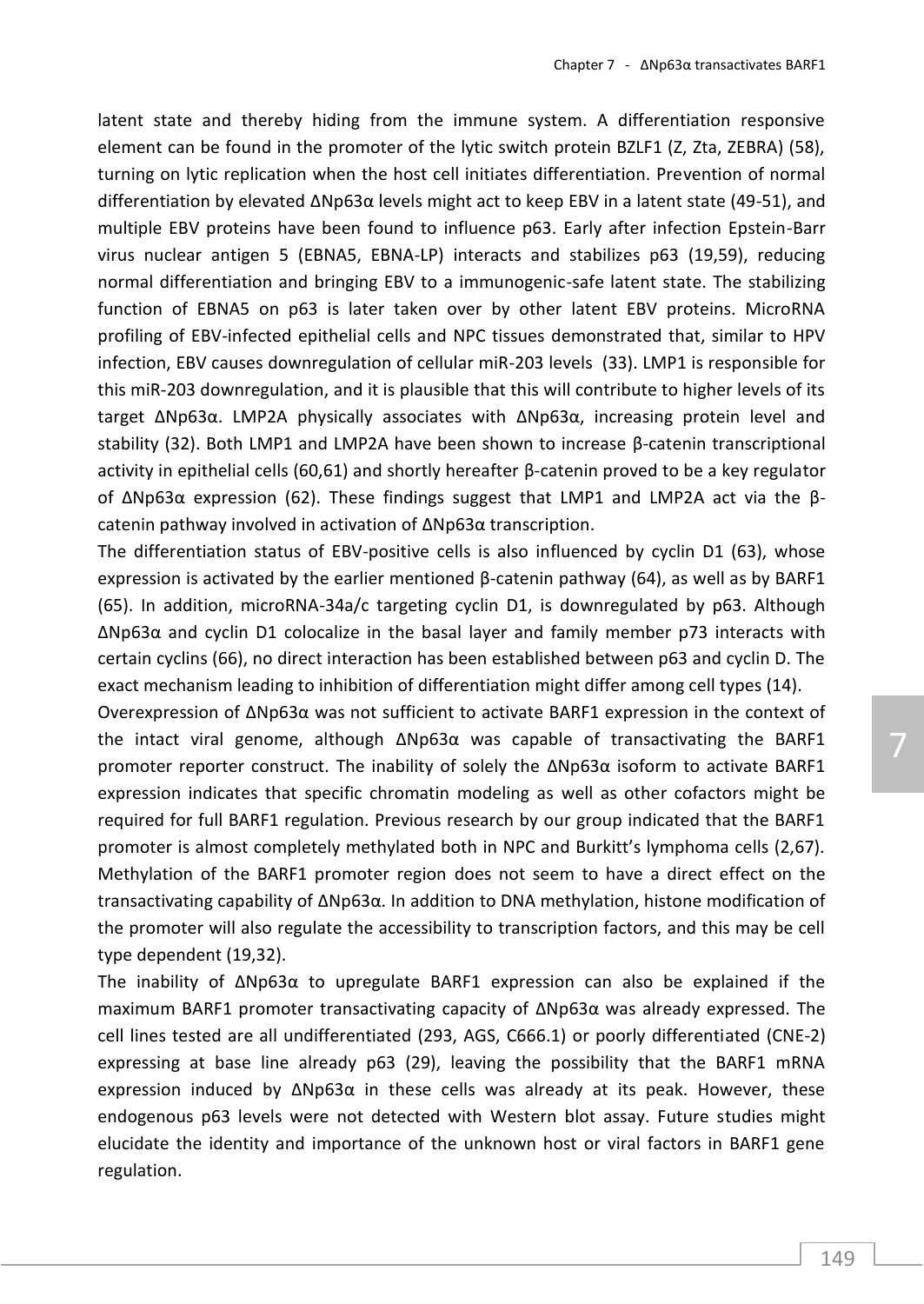latent state and thereby hiding from the immune system. A differentiation responsive element can be found in the promoter of the lytic switch protein BZLF1 (Z, Zta, ZEBRA) (58), turning on lytic replication when the host cell initiates differentiation. Prevention of normal differentiation by elevated ΔNp63α levels might act to keep EBV in a latent state (49-51), and multiple EBV proteins have been found to influence p63. Early after infection Epstein-Barr virus nuclear antigen 5 (EBNA5, EBNA-LP) interacts and stabilizes p63 (19,59), reducing normal differentiation and bringing EBV to a immunogenic-safe latent state. The stabilizing function of EBNA5 on p63 is later taken over by other latent EBV proteins. MicroRNA profiling of EBV-infected epithelial cells and NPC tissues demonstrated that, similar to HPV infection, EBV causes downregulation of cellular miR-203 levels (33). LMP1 is responsible for this miR-203 downregulation, and it is plausible that this will contribute to higher levels of its target ΔNp63α. LMP2A physically associates with ΔNp63α, increasing protein level and stability (32). Both LMP1 and LMP2A have been shown to increase β-catenin transcriptional activity in epithelial cells (60,61) and shortly hereafter β-catenin proved to be a key regulator of ΔNp63α expression (62). These findings suggest that LMP1 and LMP2A act via the β-catenin pathway involved in activation of ΔNp63α transcription.

The differentiation status of EBV-positive cells is also influenced by cyclin D1 (63), whose expression is activated by the earlier mentioned β-catenin pathway (64), as well as by BARF1 (65). In addition, microRNA-34a/c targeting cyclin D1, is downregulated by p63. Although ΔNp63α and cyclin D1 colocalize in the basal layer and family member p73 interacts with certain cyclins (66), no direct interaction has been established between p63 and cyclin D. The exact mechanism leading to inhibition of differentiation might differ among cell types (14).

Overexpression of ΔNp63α was not sufficient to activate BARF1 expression in the context of the intact viral genome, although ΔNp63α was capable of transactivating the BARF1 promoter reporter construct. The inability of solely the ΔNp63α isoform to activate BARF1 expression indicates that specific chromatin modeling as well as other cofactors might be required for full BARF1 regulation. Previous research by our group indicated that the BARF1 promoter is almost completely methylated both in NPC and Burkitt's lymphoma cells (2,67). Methylation of the BARF1 promoter region does not seem to have a direct effect on the transactivating capability of ΔNp63α. In addition to DNA methylation, histone modification of the promoter will also regulate the accessibility to transcription factors, and this may be cell type dependent (19,32).

The inability of ΔNp63α to upregulate BARF1 expression can also be explained if the maximum BARF1 promoter transactivating capacity of ΔNp63α was already expressed. The cell lines tested are all undifferentiated (293, AGS, C666.1) or poorly differentiated (CNE-2) expressing at base line already p63 (29), leaving the possibility that the BARF1 mRNA expression induced by ΔNp63α in these cells was already at its peak. However, these endogenous p63 levels were not detected with Western blot assay. Future studies might elucidate the identity and importance of the unknown host or viral factors in BARF1 gene regulation.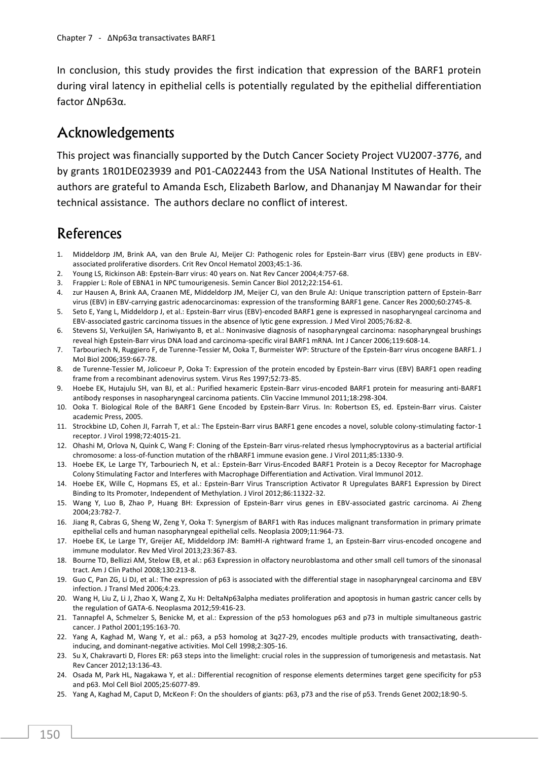In conclusion, this study provides the first indication that expression of the BARF1 protein during viral latency in epithelial cells is potentially regulated by the epithelial differentiation factor ΔNp63α.

## Acknowledgements

This project was financially supported by the Dutch Cancer Society Project VU2007-3776, and by grants 1R01DE023939 and P01-CA022443 from the USA National Institutes of Health. The authors are grateful to Amanda Esch, Elizabeth Barlow, and Dhananjay M Nawandar for their technical assistance. The authors declare no conflict of interest.

## References

1. Middeldorp JM, Brink AA, van den Brule AJ, Meijer CJ: Pathogenic roles for Epstein-Barr virus (EBV) gene products in EBV-associated proliferative disorders. Crit Rev Oncol Hematol 2003;45:1-36.
2. Young LS, Rickinson AB: Epstein-Barr virus: 40 years on. Nat Rev Cancer 2004;4:757-68.
3. Frappier L: Role of EBNA1 in NPC tumourigenesis. Semin Cancer Biol 2012;22:154-61.
4. zur Hausen A, Brink AA, Craanen ME, Middeldorp JM, Meijer CJ, van den Brule AJ: Unique transcription pattern of Epstein-Barr virus (EBV) in EBV-carrying gastric adenocarcinomas: expression of the transforming BARF1 gene. Cancer Res 2000;60:2745-8.
5. Seto E, Yang L, Middeldorp J, et al.: Epstein-Barr virus (EBV)-encoded BARF1 gene is expressed in nasopharyngeal carcinoma and EBV-associated gastric carcinoma tissues in the absence of lytic gene expression. J Med Virol 2005;76:82-8.
6. Stevens SJ, Verkuijlen SA, Hariwiyanto B, et al.: Noninvasive diagnosis of nasopharyngeal carcinoma: nasopharyngeal brushings reveal high Epstein-Barr virus DNA load and carcinoma-specific viral BARF1 mRNA. Int J Cancer 2006;119:608-14.
7. Tarbouriech N, Ruggiero F, de Turenne-Tessier M, Ooka T, Burmeister WP: Structure of the Epstein-Barr virus oncogene BARF1. J Mol Biol 2006;359:667-78.
8. de Turenne-Tessier M, Jolicoeur P, Ooka T: Expression of the protein encoded by Epstein-Barr virus (EBV) BARF1 open reading frame from a recombinant adenovirus system. Virus Res 1997;52:73-85.
9. Hoebe EK, Hutajulu SH, van BJ, et al.: Purified hexameric Epstein-Barr virus-encoded BARF1 protein for measuring anti-BARF1 antibody responses in nasopharyngeal carcinoma patients. Clin Vaccine Immunol 2011;18:298-304.
10. Ooka T. Biological Role of the BARF1 Gene Encoded by Epstein-Barr Virus. In: Robertson ES, ed. Epstein-Barr virus. Caister academic Press, 2005.
11. Strockbine LD, Cohen JI, Farrah T, et al.: The Epstein-Barr virus BARF1 gene encodes a novel, soluble colony-stimulating factor-1 receptor. J Virol 1998;72:4015-21.
12. Ohashi M, Orlova N, Quink C, Wang F: Cloning of the Epstein-Barr virus-related rhesus lymphocryptovirus as a bacterial artificial chromosome: a loss-of-function mutation of the rhBARF1 immune evasion gene. J Virol 2011;85:1330-9.
13. Hoebe EK, Le Large TY, Tarbouriech N, et al.: Epstein-Barr Virus-Encoded BARF1 Protein is a Decoy Receptor for Macrophage Colony Stimulating Factor and Interferes with Macrophage Differentiation and Activation. Viral Immunol 2012.
14. Hoebe EK, Wille C, Hopmans ES, et al.: Epstein-Barr Virus Transcription Activator R Upregulates BARF1 Expression by Direct Binding to Its Promoter, Independent of Methylation. J Virol 2012;86:11322-32.
15. Wang Y, Luo B, Zhao P, Huang BH: Expression of Epstein-Barr virus genes in EBV-associated gastric carcinoma. Ai Zheng 2004;23:782-7.
16. Jiang R, Cabras G, Sheng W, Zeng Y, Ooka T: Synergism of BARF1 with Ras induces malignant transformation in primary primate epithelial cells and human nasopharyngeal epithelial cells. Neoplasia 2009;11:964-73.
17. Hoebe EK, Le Large TY, Greijer AE, Middeldorp JM: BamHI-A rightward frame 1, an Epstein-Barr virus-encoded oncogene and immune modulator. Rev Med Virol 2013;23:367-83.
18. Bourne TD, Bellizzi AM, Stelow EB, et al.: p63 Expression in olfactory neuroblastoma and other small cell tumors of the sinonasal tract. Am J Clin Pathol 2008;130:213-8.
19. Guo C, Pan ZG, Li DJ, et al.: The expression of p63 is associated with the differential stage in nasopharyngeal carcinoma and EBV infection. J Transl Med 2006;4:23.
20. Wang H, Liu Z, Li J, Zhao X, Wang Z, Xu H: DeltaNp63alpha mediates proliferation and apoptosis in human gastric cancer cells by the regulation of GATA-6. Neoplasma 2012;59:416-23.
21. Tannapfel A, Schmelzer S, Benicke M, et al.: Expression of the p53 homologues p63 and p73 in multiple simultaneous gastric cancer. J Pathol 2001;195:163-70.
22. Yang A, Kaghad M, Wang Y, et al.: p63, a p53 homolog at 3q27-29, encodes multiple products with transactivating, death-inducing, and dominant-negative activities. Mol Cell 1998;2:305-16.
23. Su X, Chakravarti D, Flores ER: p63 steps into the limelight: crucial roles in the suppression of tumorigenesis and metastasis. Nat Rev Cancer 2012;13:136-43.
24. Osada M, Park HL, Nagakawa Y, et al.: Differential recognition of response elements determines target gene specificity for p53 and p63. Mol Cell Biol 2005;25:6077-89.
25. Yang A, Kaghad M, Caput D, McKeon F: On the shoulders of giants: p63, p73 and the rise of p53. Trends Genet 2002;18:90-5.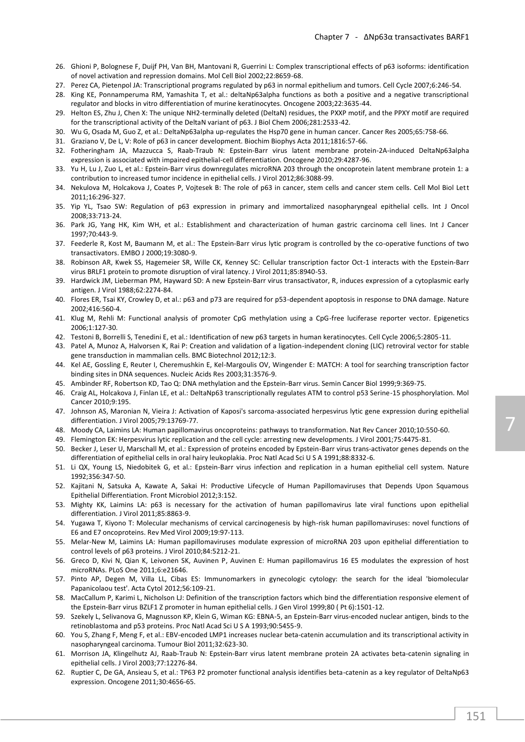26. Ghioni P, Bolognese F, Duijf PH, Van BH, Mantovani R, Guerrini L: Complex transcriptional effects of p63 isoforms: identification of novel activation and repression domains. Mol Cell Biol 2002;22:8659-68.
27. Perez CA, Pietenpol JA: Transcriptional programs regulated by p63 in normal epithelium and tumors. Cell Cycle 2007;6:246-54.
28. King KE, Ponnamperuma RM, Yamashita T, et al.: deltaNp63alpha functions as both a positive and a negative transcriptional regulator and blocks in vitro differentiation of murine keratinocytes. Oncogene 2003;22:3635-44.
29. Helton ES, Zhu J, Chen X: The unique NH2-terminally deleted (DeltaN) residues, the PXXP motif, and the PPXY motif are required for the transcriptional activity of the DeltaN variant of p63. J Biol Chem 2006;281:2533-42.
30. Wu G, Osada M, Guo Z, et al.: DeltaNp63alpha up-regulates the Hsp70 gene in human cancer. Cancer Res 2005;65:758-66.
31. Graziano V, De L, V: Role of p63 in cancer development. Biochim Biophys Acta 2011;1816:57-66.
32. Fotheringham JA, Mazzucca S, Raab-Traub N: Epstein-Barr virus latent membrane protein-2A-induced DeltaNp63alpha expression is associated with impaired epithelial-cell differentiation. Oncogene 2010;29:4287-96.
33. Yu H, Lu J, Zuo L, et al.: Epstein-Barr virus downregulates microRNA 203 through the oncoprotein latent membrane protein 1: a contribution to increased tumor incidence in epithelial cells. J Virol 2012;86:3088-99.
34. Nekulova M, Holcakova J, Coates P, Vojtesek B: The role of p63 in cancer, stem cells and cancer stem cells. Cell Mol Biol Lett 2011;16:296-327.
35. Yip YL, Tsao SW: Regulation of p63 expression in primary and immortalized nasopharyngeal epithelial cells. Int J Oncol 2008;33:713-24.
36. Park JG, Yang HK, Kim WH, et al.: Establishment and characterization of human gastric carcinoma cell lines. Int J Cancer 1997;70:443-9.
37. Feederle R, Kost M, Baumann M, et al.: The Epstein-Barr virus lytic program is controlled by the co-operative functions of two transactivators. EMBO J 2000;19:3080-9.
38. Robinson AR, Kwek SS, Hagemeier SR, Wille CK, Kenney SC: Cellular transcription factor Oct-1 interacts with the Epstein-Barr virus BRLF1 protein to promote disruption of viral latency. J Virol 2011;85:8940-53.
39. Hardwick JM, Lieberman PM, Hayward SD: A new Epstein-Barr virus transactivator, R, induces expression of a cytoplasmic early antigen. J Virol 1988;62:2274-84.
40. Flores ER, Tsai KY, Crowley D, et al.: p63 and p73 are required for p53-dependent apoptosis in response to DNA damage. Nature 2002;416:560-4.
41. Klug M, Rehli M: Functional analysis of promoter CpG methylation using a CpG-free luciferase reporter vector. Epigenetics 2006;1:127-30.
42. Testoni B, Borrelli S, Tenedini E, et al.: Identification of new p63 targets in human keratinocytes. Cell Cycle 2006;5:2805-11.
43. Patel A, Munoz A, Halvorsen K, Rai P: Creation and validation of a ligation-independent cloning (LIC) retroviral vector for stable gene transduction in mammalian cells. BMC Biotechnol 2012;12:3.
44. Kel AE, Gossling E, Reuter I, Cheremushkin E, Kel-Margoulis OV, Wingender E: MATCH: A tool for searching transcription factor binding sites in DNA sequences. Nucleic Acids Res 2003;31:3576-9.
45. Ambinder RF, Robertson KD, Tao Q: DNA methylation and the Epstein-Barr virus. Semin Cancer Biol 1999;9:369-75.
46. Craig AL, Holcakova J, Finlan LE, et al.: DeltaNp63 transcriptionally regulates ATM to control p53 Serine-15 phosphorylation. Mol Cancer 2010;9:195.
47. Johnson AS, Maronian N, Vieira J: Activation of Kaposi's sarcoma-associated herpesvirus lytic gene expression during epithelial differentiation. J Virol 2005;79:13769-77.
48. Moody CA, Laimins LA: Human papillomavirus oncoproteins: pathways to transformation. Nat Rev Cancer 2010;10:550-60.
49. Flemington EK: Herpesvirus lytic replication and the cell cycle: arresting new developments. J Virol 2001;75:4475-81.
50. Becker J, Leser U, Marschall M, et al.: Expression of proteins encoded by Epstein-Barr virus trans-activator genes depends on the differentiation of epithelial cells in oral hairy leukoplakia. Proc Natl Acad Sci U S A 1991;88:8332-6.
51. Li QX, Young LS, Niedobitek G, et al.: Epstein-Barr virus infection and replication in a human epithelial cell system. Nature 1992;356:347-50.
52. Kajitani N, Satsuka A, Kawate A, Sakai H: Productive Lifecycle of Human Papillomaviruses that Depends Upon Squamous Epithelial Differentiation. Front Microbiol 2012;3:152.
53. Mighty KK, Laimins LA: p63 is necessary for the activation of human papillomavirus late viral functions upon epithelial differentiation. J Virol 2011;85:8863-9.
54. Yugawa T, Kiyono T: Molecular mechanisms of cervical carcinogenesis by high-risk human papillomaviruses: novel functions of E6 and E7 oncoproteins. Rev Med Virol 2009;19:97-113.
55. Melar-New M, Laimins LA: Human papillomaviruses modulate expression of microRNA 203 upon epithelial differentiation to control levels of p63 proteins. J Virol 2010;84:5212-21.
56. Greco D, Kivi N, Qian K, Leivonen SK, Auvinen P, Auvinen E: Human papillomavirus 16 E5 modulates the expression of host microRNAs. PLoS One 2011;6:e21646.
57. Pinto AP, Degen M, Villa LL, Cibas ES: Immunomarkers in gynecologic cytology: the search for the ideal 'biomolecular Papanicolaou test'. Acta Cytol 2012;56:109-21.
58. MacCallum P, Karimi L, Nicholson LJ: Definition of the transcription factors which bind the differentiation responsive element of the Epstein-Barr virus BZLF1 Z promoter in human epithelial cells. J Gen Virol 1999;80 ( Pt 6):1501-12.
59. Szekely L, Selivanova G, Magnusson KP, Klein G, Wiman KG: EBNA-5, an Epstein-Barr virus-encoded nuclear antigen, binds to the retinoblastoma and p53 proteins. Proc Natl Acad Sci U S A 1993;90:5455-9.
60. You S, Zhang F, Meng F, et al.: EBV-encoded LMP1 increases nuclear beta-catenin accumulation and its transcriptional activity in nasopharyngeal carcinoma. Tumour Biol 2011;32:623-30.
61. Morrison JA, Klingelhutz AJ, Raab-Traub N: Epstein-Barr virus latent membrane protein 2A activates beta-catenin signaling in epithelial cells. J Virol 2003;77:12276-84.
62. Ruptier C, De GA, Ansieau S, et al.: TP63 P2 promoter functional analysis identifies beta-catenin as a key regulator of DeltaNp63 expression. Oncogene 2011;30:4656-65.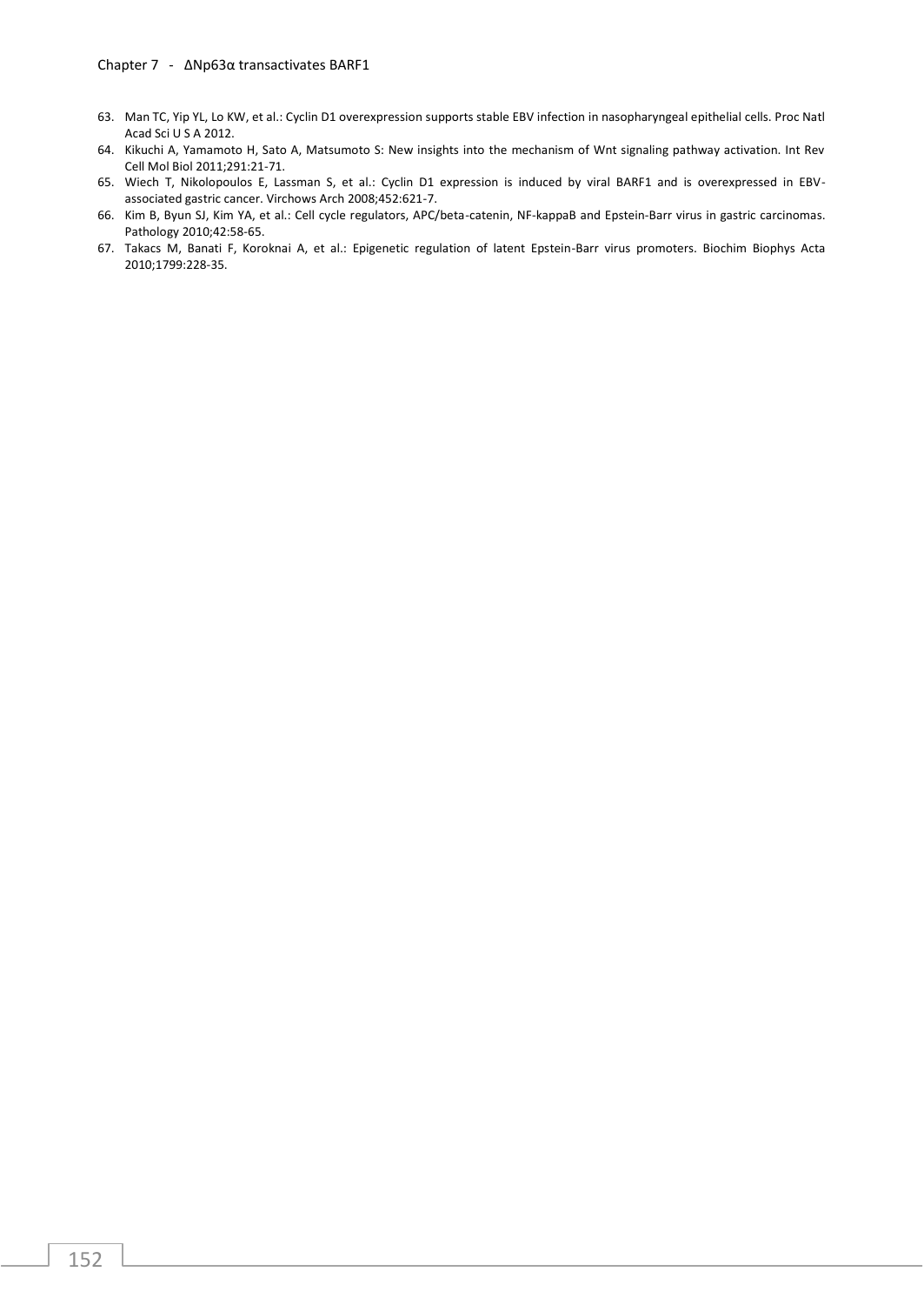63. Man TC, Yip YL, Lo KW, et al.: Cyclin D1 overexpression supports stable EBV infection in nasopharyngeal epithelial cells. Proc Natl Acad Sci U S A 2012.
64. Kikuchi A, Yamamoto H, Sato A, Matsumoto S: New insights into the mechanism of Wnt signaling pathway activation. Int Rev Cell Mol Biol 2011;291:21-71.
65. Wiech T, Nikolopoulos E, Lassman S, et al.: Cyclin D1 expression is induced by viral BARF1 and is overexpressed in EBV-associated gastric cancer. Virchows Arch 2008;452:621-7.
66. Kim B, Byun SJ, Kim YA, et al.: Cell cycle regulators, APC/beta-catenin, NF-kappaB and Epstein-Barr virus in gastric carcinomas. Pathology 2010;42:58-65.
67. Takacs M, Banati F, Koroknai A, et al.: Epigenetic regulation of latent Epstein-Barr virus promoters. Biochim Biophys Acta 2010;1799:228-35.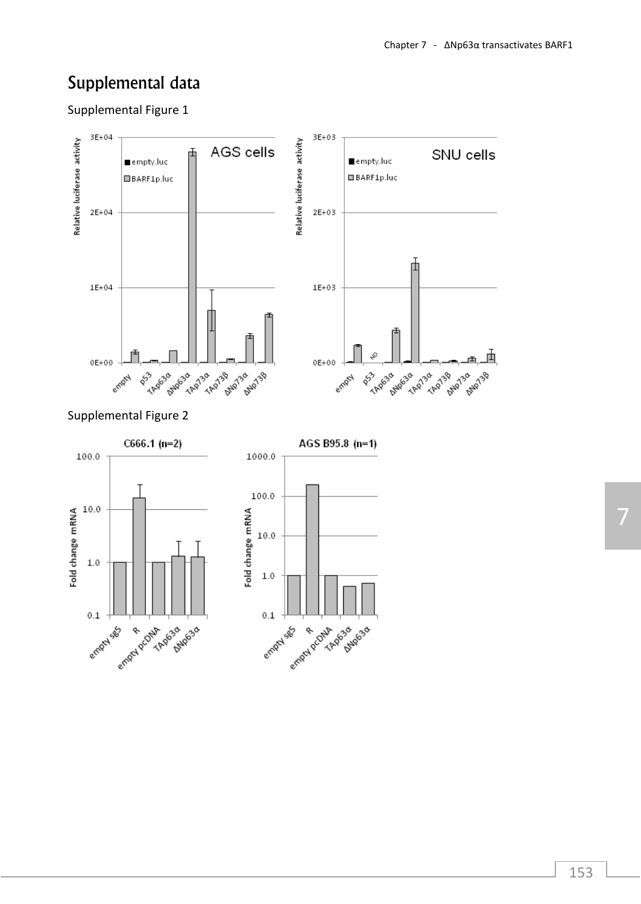# Supplemental data

Supplemental Figure 1

Supplemental Figure 2